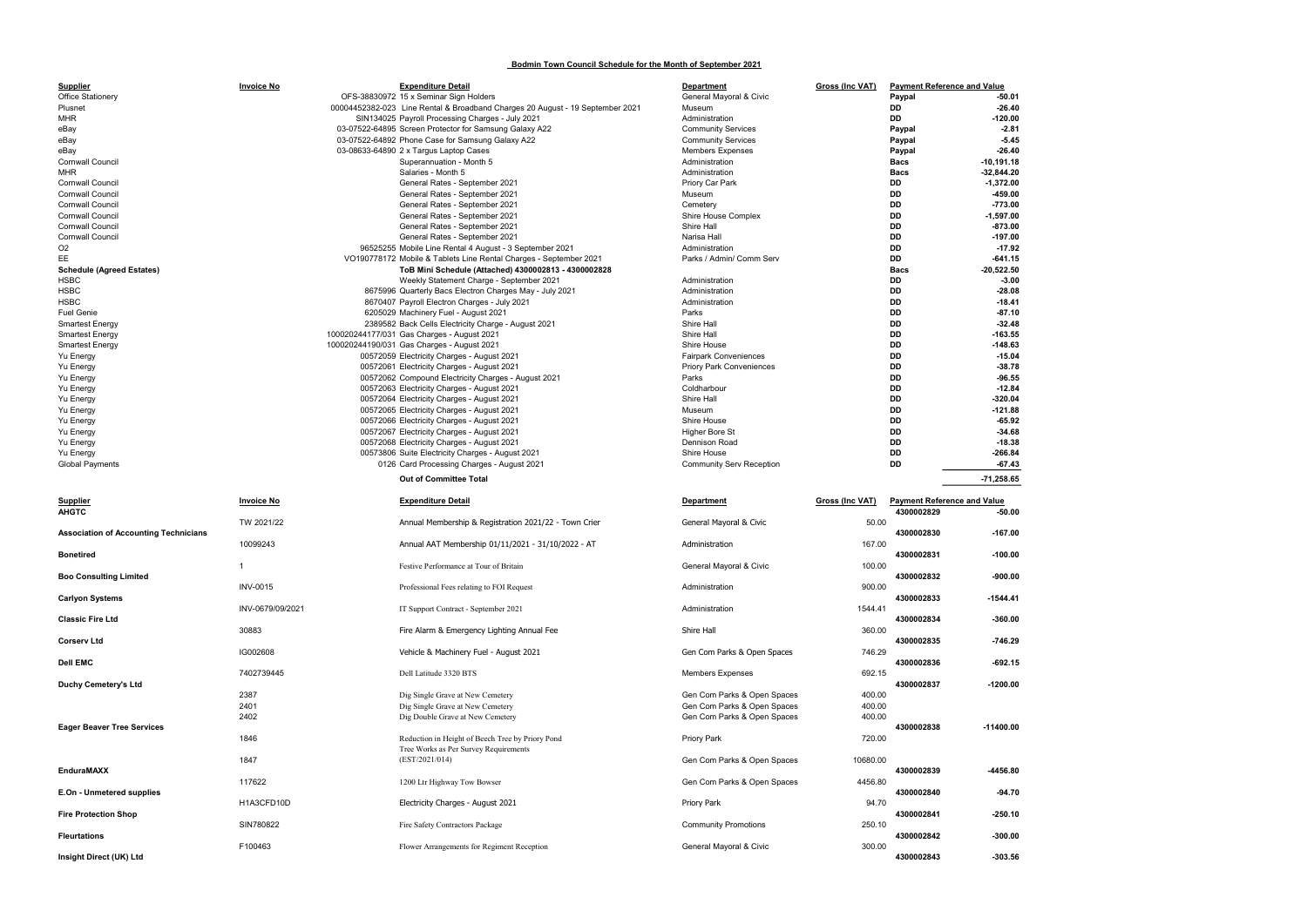# Bodmin Town Council Schedule for the Month of September 2021

| Supplier | Invoice No | Expenditure Detail | Department | Gross (Inc VAT) | Payment Reference and Value | |
|---|---|---|---|---|---|---|
| Office Stationery | OFS-38830972 | 15 x Seminar Sign Holders | General Mayoral & Civic | | Paypal | -50.01 |
| Plusnet | 00004452382-023 | Line Rental & Broadband Charges 20 August - 19 September 2021 | Museum | | DD | -26.40 |
| MHR | SIN134025 | Payroll Processing Charges - July 2021 | Administration | | DD | -120.00 |
| eBay | 03-07522-64895 | Screen Protector for Samsung Galaxy A22 | Community Services | | Paypal | -2.81 |
| eBay | 03-07522-64892 | Phone Case for Samsung Galaxy A22 | Community Services | | Paypal | -5.45 |
| eBay | 03-08633-64890 | 2 x Targus Laptop Cases | Members Expenses | | Paypal | -26.40 |
| Cornwall Council | | Superannuation - Month 5 | Administration | | Bacs | -10,191.18 |
| MHR | | Salaries - Month 5 | Administration | | Bacs | -32,844.20 |
| Cornwall Council | | General Rates - September 2021 | Priory Car Park | | DD | -1,372.00 |
| Cornwall Council | | General Rates - September 2021 | Museum | | DD | -459.00 |
| Cornwall Council | | General Rates - September 2021 | Cemetery | | DD | -773.00 |
| Cornwall Council | | General Rates - September 2021 | Shire House Complex | | DD | -1,597.00 |
| Cornwall Council | | General Rates - September 2021 | Shire Hall | | DD | -873.00 |
| Cornwall Council | | General Rates - September 2021 | Narisa Hall | | DD | -197.00 |
| O2 | 96525255 | Mobile Line Rental 4 August - 3 September 2021 | Administration | | DD | -17.92 |
| EE | VO190778172 | Mobile & Tablets Line Rental Charges - September 2021 | Parks / Admin/ Comm Serv | | DD | -641.15 |
| **Schedule (Agreed Estates)** | | **ToB Mini Schedule (Attached) 4300002813 - 4300002828** | | | Bacs | -20,522.50 |
| HSBC | | Weekly Statement Charge - September 2021 | Administration | | DD | -3.00 |
| HSBC | 8675996 | Quarterly Bacs Electron Charges May - July 2021 | Administration | | DD | -28.08 |
| HSBC | 8670407 | Payroll Electron Charges - July 2021 | Administration | | DD | -18.41 |
| Fuel Genie | 6205029 | Machinery Fuel - August 2021 | Parks | | DD | -87.10 |
| Smartest Energy | 2389582 | Back Cells Electricity Charge - August 2021 | Shire Hall | | DD | -32.48 |
| Smartest Energy | 100020244177/031 | Gas Charges - August 2021 | Shire Hall | | DD | -163.55 |
| Smartest Energy | 100020244190/031 | Gas Charges - August 2021 | Shire House | | DD | -148.63 |
| Yu Energy | 00572059 | Electricity Charges - August 2021 | Fairpark Conveniences | | DD | -15.04 |
| Yu Energy | 00572061 | Electricity Charges - August 2021 | Priory Park Conveniences | | DD | -38.78 |
| Yu Energy | 00572062 | Compound Electricity Charges - August 2021 | Parks | | DD | -96.55 |
| Yu Energy | 00572063 | Electricity Charges - August 2021 | Coldharbour | | DD | -12.84 |
| Yu Energy | 00572064 | Electricity Charges - August 2021 | Shire Hall | | DD | -320.04 |
| Yu Energy | 00572065 | Electricity Charges - August 2021 | Museum | | DD | -121.88 |
| Yu Energy | 00572066 | Electricity Charges - August 2021 | Shire House | | DD | -65.92 |
| Yu Energy | 00572067 | Electricity Charges - August 2021 | Higher Bore St | | DD | -34.68 |
| Yu Energy | 00572068 | Electricity Charges - August 2021 | Dennison Road | | DD | -18.38 |
| Yu Energy | 00573806 | Suite Electricity Charges - August 2021 | Shire House | | DD | -266.84 |
| Global Payments | 0126 | Card Processing Charges - August 2021 | Community Serv Reception | | DD | -67.43 |
| | | **Out of Committee Total** | | | | -71,258.65 |

| Supplier | Invoice No | Expenditure Detail | Department | Gross (Inc VAT) | Payment Reference and Value | |
|---|---|---|---|---|---|---|
| **AHGTC** | | | | | 4300002829 | -50.00 |
| | TW 2021/22 | Annual Membership & Registration 2021/22 - Town Crier | General Mayoral & Civic | 50.00 | | |
| **Association of Accounting Technicians** | | | | | 4300002830 | -167.00 |
| | 10099243 | Annual AAT Membership 01/11/2021 - 31/10/2022 - AT | Administration | 167.00 | | |
| **Bonetired** | | | | | 4300002831 | -100.00 |
| | 1 | Festive Performance at Tour of Britain | General Mayoral & Civic | 100.00 | | |
| **Boo Consulting Limited** | | | | | 4300002832 | -900.00 |
| | INV-0015 | Professional Fees relating to FOI Request | Administration | 900.00 | | |
| **Carlyon Systems** | | | | | 4300002833 | -1544.41 |
| | INV-0679/09/2021 | IT Support Contract - September 2021 | Administration | 1544.41 | | |
| **Classic Fire Ltd** | | | | | 4300002834 | -360.00 |
| | 30883 | Fire Alarm & Emergency Lighting Annual Fee | Shire Hall | 360.00 | | |
| **Corserv Ltd** | | | | | 4300002835 | -746.29 |
| | IG002608 | Vehicle & Machinery Fuel - August 2021 | Gen Com Parks & Open Spaces | 746.29 | | |
| **Dell EMC** | | | | | 4300002836 | -692.15 |
| | 7402739445 | Dell Latitude 3320 BTS | Members Expenses | 692.15 | | |
| **Duchy Cemetery's Ltd** | | | | | 4300002837 | -1200.00 |
| | 2387 | Dig Single Grave at New Cemetery | Gen Com Parks & Open Spaces | 400.00 | | |
| | 2401 | Dig Single Grave at New Cemetery | Gen Com Parks & Open Spaces | 400.00 | | |
| | 2402 | Dig Double Grave at New Cemetery | Gen Com Parks & Open Spaces | 400.00 | | |
| **Eager Beaver Tree Services** | | | | | 4300002838 | -11400.00 |
| | 1846 | Reduction in Height of Beech Tree by Priory Pond | Priory Park | 720.00 | | |
| | 1847 | Tree Works as Per Survey Requirements (EST/2021/014) | Gen Com Parks & Open Spaces | 10680.00 | | |
| **EnduraMAXX** | | | | | 4300002839 | -4456.80 |
| | 117622 | 1200 Ltr Highway Tow Bowser | Gen Com Parks & Open Spaces | 4456.80 | | |
| **E.On - Unmetered supplies** | | | | | 4300002840 | -94.70 |
| | H1A3CFD10D | Electricity Charges - August 2021 | Priory Park | 94.70 | | |
| **Fire Protection Shop** | | | | | 4300002841 | -250.10 |
| | SIN780822 | Fire Safety Contractors Package | Community Promotions | 250.10 | | |
| **Fleurtations** | | | | | 4300002842 | -300.00 |
| | F100463 | Flower Arrangements for Regiment Reception | General Mayoral & Civic | 300.00 | | |
| **Insight Direct (UK) Ltd** | | | | | 4300002843 | -303.56 |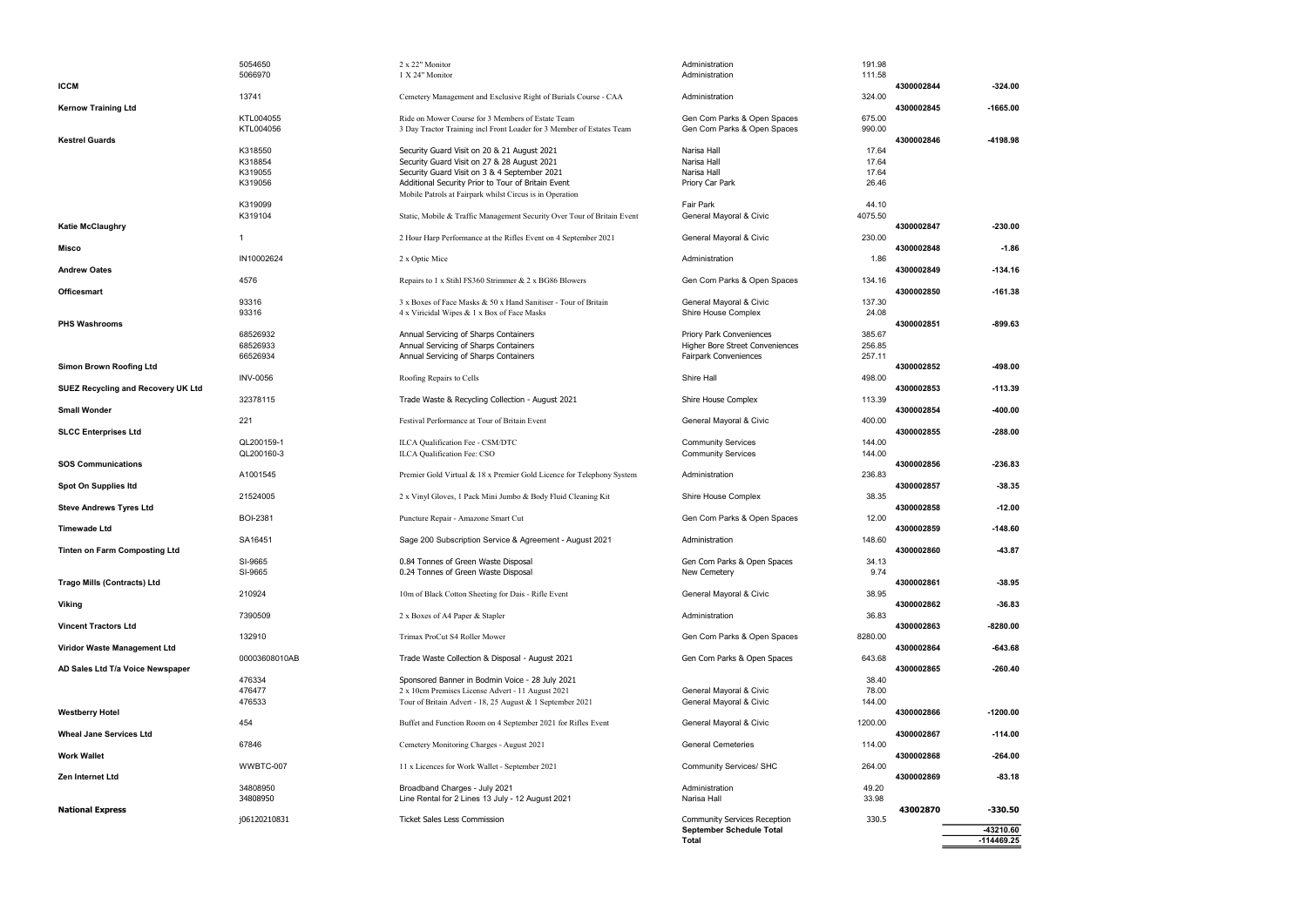| | | | | | | |
|---|---|---|---|---|---|---|
| | 5054650 | 2 x 22" Monitor | Administration | 191.98 | | |
| | 5066970 | 1 X 24" Monitor | Administration | 111.58 | | |
| **ICCM** | | | | | 4300002844 | -324.00 |
| | 13741 | Cemetery Management and Exclusive Right of Burials Course - CAA | Administration | 324.00 | | |
| **Kernow Training Ltd** | | | | | 4300002845 | -1665.00 |
| | KTL004055 | Ride on Mower Course for 3 Members of Estate Team | Gen Com Parks & Open Spaces | 675.00 | | |
| | KTL004056 | 3 Day Tractor Training incl Front Loader for 3 Member of Estates Team | Gen Com Parks & Open Spaces | 990.00 | | |
| **Kestrel Guards** | | | | | 4300002846 | -4198.98 |
| | K318550 | Security Guard Visit on 20 & 21 August 2021 | Narisa Hall | 17.64 | | |
| | K318854 | Security Guard Visit on 27 & 28 August 2021 | Narisa Hall | 17.64 | | |
| | K319055 | Security Guard Visit on 3 & 4 September 2021 | Narisa Hall | 17.64 | | |
| | K319056 | Additional Security Prior to Tour of Britain Event | Priory Car Park | 26.46 | | |
| | K319099 | Mobile Patrols at Fairpark whilst Circus is in Operation | Fair Park | 44.10 | | |
| | K319104 | Static, Mobile & Traffic Management Security Over Tour of Britain Event | General Mayoral & Civic | 4075.50 | | |
| **Katie McClaughry** | | | | | 4300002847 | -230.00 |
| | 1 | 2 Hour Harp Performance at the Rifles Event on 4 September 2021 | General Mayoral & Civic | 230.00 | | |
| **Misco** | | | | | 4300002848 | -1.86 |
| | IN10002624 | 2 x Optic Mice | Administration | 1.86 | | |
| **Andrew Oates** | | | | | 4300002849 | -134.16 |
| | 4576 | Repairs to 1 x Stihl FS360 Strimmer & 2 x BG86 Blowers | Gen Com Parks & Open Spaces | 134.16 | | |
| **Officesmart** | | | | | 4300002850 | -161.38 |
| | 93316 | 3 x Boxes of Face Masks & 50 x Hand Sanitiser - Tour of Britain | General Mayoral & Civic | 137.30 | | |
| | 93316 | 4 x Viricidal Wipes & 1 x Box of Face Masks | Shire House Complex | 24.08 | | |
| **PHS Washrooms** | | | | | 4300002851 | -899.63 |
| | 68526932 | Annual Servicing of Sharps Containers | Priory Park Conveniences | 385.67 | | |
| | 68526933 | Annual Servicing of Sharps Containers | Higher Bore Street Conveniences | 256.85 | | |
| | 66526934 | Annual Servicing of Sharps Containers | Fairpark Conveniences | 257.11 | | |
| **Simon Brown Roofing Ltd** | | | | | 4300002852 | -498.00 |
| | INV-0056 | Roofing Repairs to Cells | Shire Hall | 498.00 | | |
| **SUEZ Recycling and Recovery UK Ltd** | | | | | 4300002853 | -113.39 |
| | 32378115 | Trade Waste & Recycling Collection - August 2021 | Shire House Complex | 113.39 | | |
| **Small Wonder** | | | | | 4300002854 | -400.00 |
| | 221 | Festival Performance at Tour of Britain Event | General Mayoral & Civic | 400.00 | | |
| **SLCC Enterprises Ltd** | | | | | 4300002855 | -288.00 |
| | QL200159-1 | ILCA Qualification Fee - CSM/DTC | Community Services | 144.00 | | |
| | QL200160-3 | ILCA Qualification Fee: CSO | Community Services | 144.00 | | |
| **SOS Communications** | | | | | 4300002856 | -236.83 |
| | A1001545 | Premier Gold Virtual & 18 x Premier Gold Licence for Telephony System | Administration | 236.83 | | |
| **Spot On Supplies ltd** | | | | | 4300002857 | -38.35 |
| | 21524005 | 2 x Vinyl Gloves, 1 Pack Mini Jumbo & Body Fluid Cleaning Kit | Shire House Complex | 38.35 | | |
| **Steve Andrews Tyres Ltd** | | | | | 4300002858 | -12.00 |
| | BOI-2381 | Puncture Repair - Amazone Smart Cut | Gen Com Parks & Open Spaces | 12.00 | | |
| **Timewade Ltd** | | | | | 4300002859 | -148.60 |
| | SA16451 | Sage 200 Subscription Service & Agreement - August 2021 | Administration | 148.60 | | |
| **Tinten on Farm Composting Ltd** | | | | | 4300002860 | -43.87 |
| | SI-9665 | 0.84 Tonnes of Green Waste Disposal | Gen Com Parks & Open Spaces | 34.13 | | |
| | SI-9665 | 0.24 Tonnes of Green Waste Disposal | New Cemetery | 9.74 | | |
| **Trago Mills (Contracts) Ltd** | | | | | 4300002861 | -38.95 |
| | 210924 | 10m of Black Cotton Sheeting for Dais - Rifle Event | General Mayoral & Civic | 38.95 | | |
| **Viking** | | | | | 4300002862 | -36.83 |
| | 7390509 | 2 x Boxes of A4 Paper & Stapler | Administration | 36.83 | | |
| **Vincent Tractors Ltd** | | | | | 4300002863 | -8280.00 |
| | 132910 | Trimax ProCut S4 Roller Mower | Gen Com Parks & Open Spaces | 8280.00 | | |
| **Viridor Waste Management Ltd** | | | | | 4300002864 | -643.68 |
| | 00003608010AB | Trade Waste Collection & Disposal - August 2021 | Gen Com Parks & Open Spaces | 643.68 | | |
| **AD Sales Ltd T/a Voice Newspaper** | | | | | 4300002865 | -260.40 |
| | 476334 | Sponsored Banner in Bodmin Voice - 28 July 2021 | | 38.40 | | |
| | 476477 | 2 x 10cm Premises License Advert - 11 August 2021 | General Mayoral & Civic | 78.00 | | |
| | 476533 | Tour of Britain Advert - 18, 25 August & 1 September 2021 | General Mayoral & Civic | 144.00 | | |
| **Westberry Hotel** | | | | | 4300002866 | -1200.00 |
| | 454 | Buffet and Function Room on 4 September 2021 for Rifles Event | General Mayoral & Civic | 1200.00 | | |
| **Wheal Jane Services Ltd** | | | | | 4300002867 | -114.00 |
| | 67846 | Cemetery Monitoring Charges - August 2021 | General Cemeteries | 114.00 | | |
| **Work Wallet** | | | | | 4300002868 | -264.00 |
| | WWBTC-007 | 11 x Licences for Work Wallet - September 2021 | Community Services/ SHC | 264.00 | | |
| **Zen Internet Ltd** | | | | | 4300002869 | -83.18 |
| | 34808950 | Broadband Charges - July 2021 | Administration | 49.20 | | |
| | 34808950 | Line Rental for 2 Lines 13 July - 12 August 2021 | Narisa Hall | 33.98 | | |
| **National Express** | | | | | 43002870 | -330.50 |
| | j06120210831 | Ticket Sales Less Commission | Community Services Reception | 330.5 | | |
| | | | **September Schedule Total** | | | -43210.60 |
| | | | **Total** | | | -114469.25 |